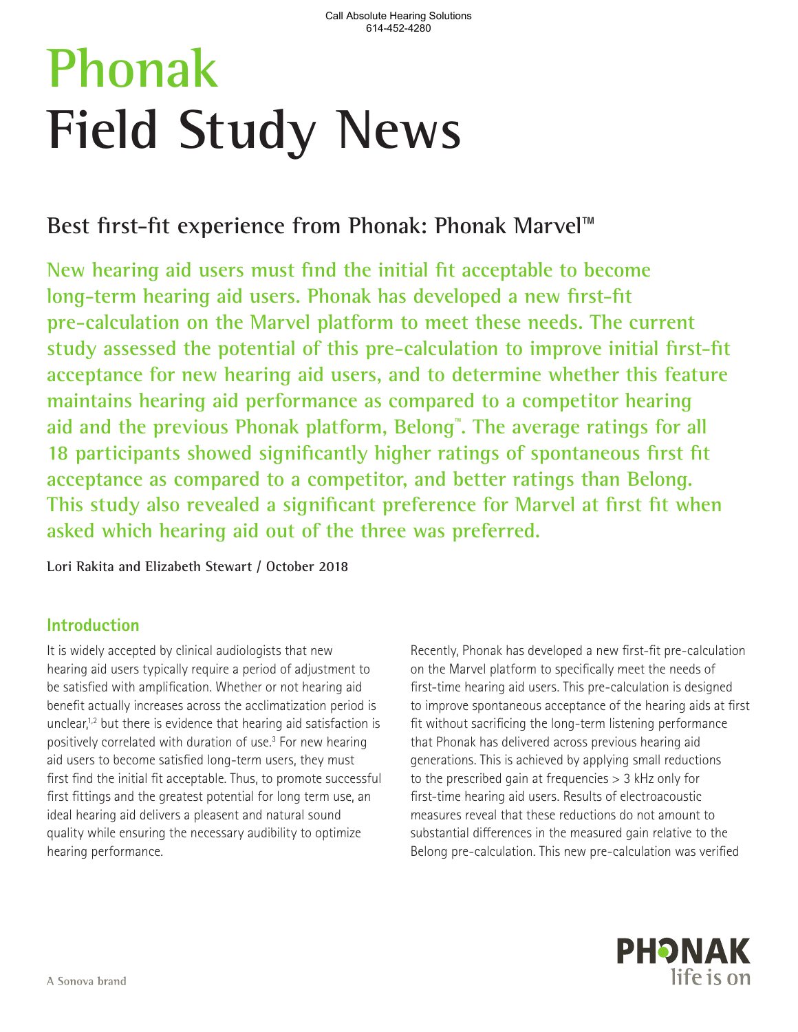Call Absolute Hearing Solutions
614-452-4280

# Phonak Field Study News

## Best first-fit experience from Phonak: Phonak Marvel™

**New hearing aid users must find the initial fit acceptable to become long-term hearing aid users. Phonak has developed a new first-fit pre-calculation on the Marvel platform to meet these needs. The current study assessed the potential of this pre-calculation to improve initial first-fit acceptance for new hearing aid users, and to determine whether this feature maintains hearing aid performance as compared to a competitor hearing aid and the previous Phonak platform, Belong™. The average ratings for all 18 participants showed significantly higher ratings of spontaneous first fit acceptance as compared to a competitor, and better ratings than Belong. This study also revealed a significant preference for Marvel at first fit when asked which hearing aid out of the three was preferred.**

**Lori Rakita and Elizabeth Stewart / October 2018**

### Introduction

It is widely accepted by clinical audiologists that new hearing aid users typically require a period of adjustment to be satisfied with amplification. Whether or not hearing aid benefit actually increases across the acclimatization period is unclear,[1,2] but there is evidence that hearing aid satisfaction is positively correlated with duration of use.[3] For new hearing aid users to become satisfied long-term users, they must first find the initial fit acceptable. Thus, to promote successful first fittings and the greatest potential for long term use, an ideal hearing aid delivers a pleasent and natural sound quality while ensuring the necessary audibility to optimize hearing performance.

Recently, Phonak has developed a new first-fit pre-calculation on the Marvel platform to specifically meet the needs of first-time hearing aid users. This pre-calculation is designed to improve spontaneous acceptance of the hearing aids at first fit without sacrificing the long-term listening performance that Phonak has delivered across previous hearing aid generations. This is achieved by applying small reductions to the prescribed gain at frequencies > 3 kHz only for first-time hearing aid users. Results of electroacoustic measures reveal that these reductions do not amount to substantial differences in the measured gain relative to the Belong pre-calculation. This new pre-calculation was verified

PHONAK life is on

A Sonova brand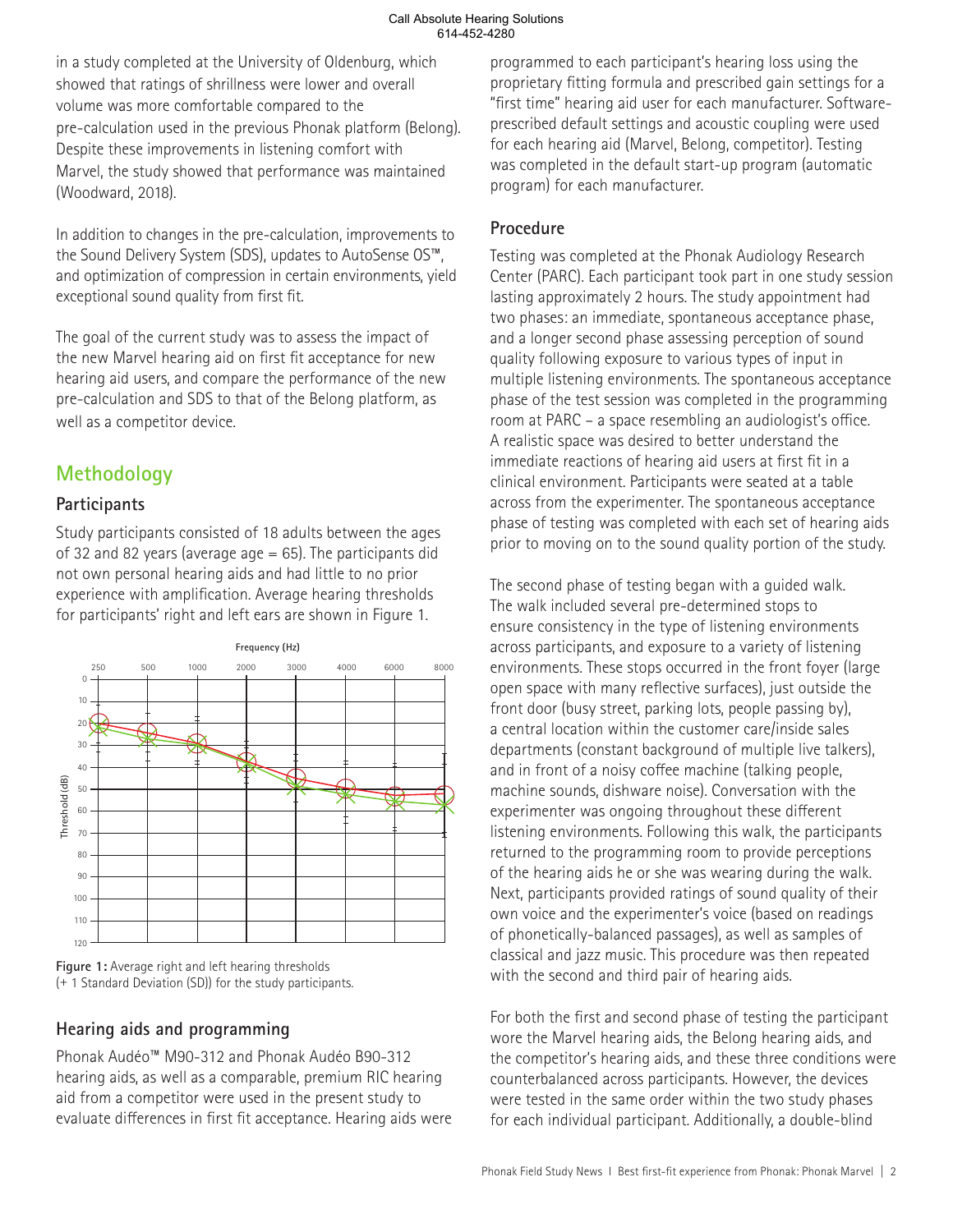in a study completed at the University of Oldenburg, which showed that ratings of shrillness were lower and overall volume was more comfortable compared to the pre-calculation used in the previous Phonak platform (Belong). Despite these improvements in listening comfort with Marvel, the study showed that performance was maintained (Woodward, 2018).

In addition to changes in the pre-calculation, improvements to the Sound Delivery System (SDS), updates to AutoSense OS™, and optimization of compression in certain environments, yield exceptional sound quality from first fit.

The goal of the current study was to assess the impact of the new Marvel hearing aid on first fit acceptance for new hearing aid users, and compare the performance of the new pre-calculation and SDS to that of the Belong platform, as well as a competitor device.

## Methodology

### Participants

Study participants consisted of 18 adults between the ages of 32 and 82 years (average age = 65). The participants did not own personal hearing aids and had little to no prior experience with amplification. Average hearing thresholds for participants' right and left ears are shown in Figure 1.

**Figure 1:** Average right and left hearing thresholds (+ 1 Standard Deviation (SD)) for the study participants.

### Hearing aids and programming

Phonak Audéo™ M90-312 and Phonak Audéo B90-312 hearing aids, as well as a comparable, premium RIC hearing aid from a competitor were used in the present study to evaluate differences in first fit acceptance. Hearing aids were programmed to each participant's hearing loss using the proprietary fitting formula and prescribed gain settings for a "first time" hearing aid user for each manufacturer. Software-prescribed default settings and acoustic coupling were used for each hearing aid (Marvel, Belong, competitor). Testing was completed in the default start-up program (automatic program) for each manufacturer.

### Procedure

Testing was completed at the Phonak Audiology Research Center (PARC). Each participant took part in one study session lasting approximately 2 hours. The study appointment had two phases: an immediate, spontaneous acceptance phase, and a longer second phase assessing perception of sound quality following exposure to various types of input in multiple listening environments. The spontaneous acceptance phase of the test session was completed in the programming room at PARC – a space resembling an audiologist's office. A realistic space was desired to better understand the immediate reactions of hearing aid users at first fit in a clinical environment. Participants were seated at a table across from the experimenter. The spontaneous acceptance phase of testing was completed with each set of hearing aids prior to moving on to the sound quality portion of the study.

The second phase of testing began with a guided walk. The walk included several pre-determined stops to ensure consistency in the type of listening environments across participants, and exposure to a variety of listening environments. These stops occurred in the front foyer (large open space with many reflective surfaces), just outside the front door (busy street, parking lots, people passing by), a central location within the customer care/inside sales departments (constant background of multiple live talkers), and in front of a noisy coffee machine (talking people, machine sounds, dishware noise). Conversation with the experimenter was ongoing throughout these different listening environments. Following this walk, the participants returned to the programming room to provide perceptions of the hearing aids he or she was wearing during the walk. Next, participants provided ratings of sound quality of their own voice and the experimenter's voice (based on readings of phonetically-balanced passages), as well as samples of classical and jazz music. This procedure was then repeated with the second and third pair of hearing aids.

For both the first and second phase of testing the participant wore the Marvel hearing aids, the Belong hearing aids, and the competitor's hearing aids, and these three conditions were counterbalanced across participants. However, the devices were tested in the same order within the two study phases for each individual participant. Additionally, a double-blind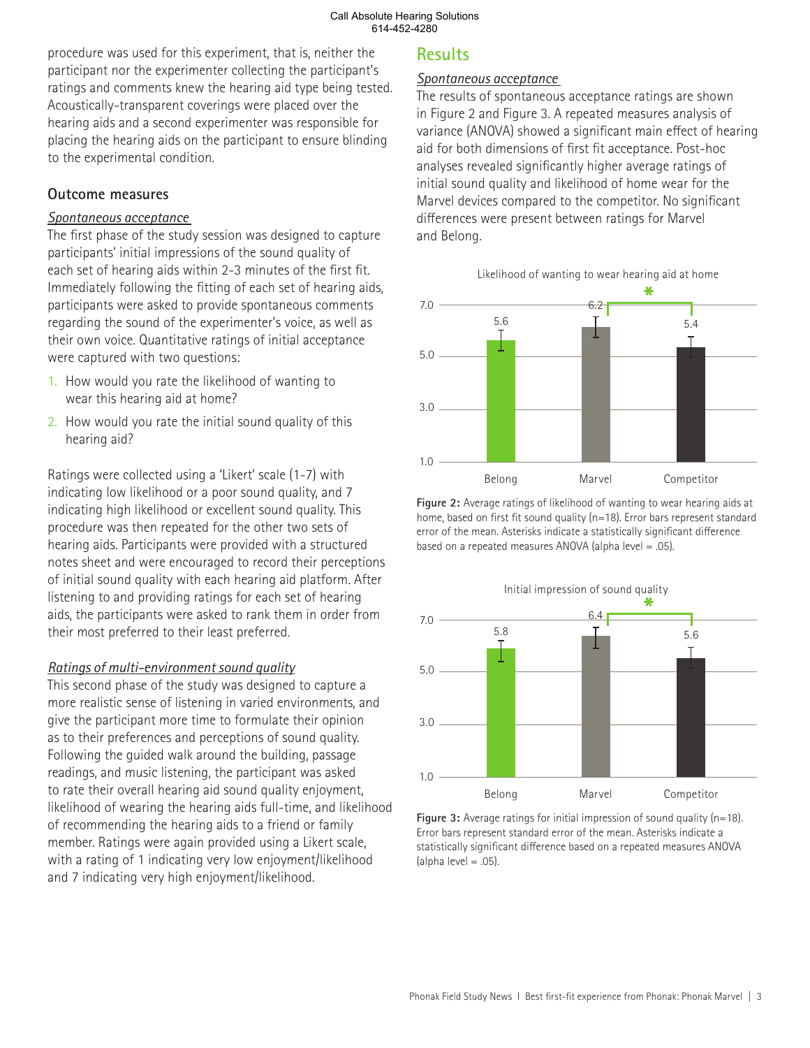procedure was used for this experiment, that is, neither the participant nor the experimenter collecting the participant's ratings and comments knew the hearing aid type being tested. Acoustically-transparent coverings were placed over the hearing aids and a second experimenter was responsible for placing the hearing aids on the participant to ensure blinding to the experimental condition.

### Outcome measures

*Spontaneous acceptance*

The first phase of the study session was designed to capture participants' initial impressions of the sound quality of each set of hearing aids within 2-3 minutes of the first fit. Immediately following the fitting of each set of hearing aids, participants were asked to provide spontaneous comments regarding the sound of the experimenter's voice, as well as their own voice. Quantitative ratings of initial acceptance were captured with two questions:

1. How would you rate the likelihood of wanting to wear this hearing aid at home?
2. How would you rate the initial sound quality of this hearing aid?

Ratings were collected using a 'Likert' scale (1-7) with indicating low likelihood or a poor sound quality, and 7 indicating high likelihood or excellent sound quality. This procedure was then repeated for the other two sets of hearing aids. Participants were provided with a structured notes sheet and were encouraged to record their perceptions of initial sound quality with each hearing aid platform. After listening to and providing ratings for each set of hearing aids, the participants were asked to rank them in order from their most preferred to their least preferred.

*Ratings of multi-environment sound quality*

This second phase of the study was designed to capture a more realistic sense of listening in varied environments, and give the participant more time to formulate their opinion as to their preferences and perceptions of sound quality. Following the guided walk around the building, passage readings, and music listening, the participant was asked to rate their overall hearing aid sound quality enjoyment, likelihood of wearing the hearing aids full-time, and likelihood of recommending the hearing aids to a friend or family member. Ratings were again provided using a Likert scale, with a rating of 1 indicating very low enjoyment/likelihood and 7 indicating very high enjoyment/likelihood.

## Results

*Spontaneous acceptance*

The results of spontaneous acceptance ratings are shown in Figure 2 and Figure 3. A repeated measures analysis of variance (ANOVA) showed a significant main effect of hearing aid for both dimensions of first fit acceptance. Post-hoc analyses revealed significantly higher average ratings of initial sound quality and likelihood of home wear for the Marvel devices compared to the competitor. No significant differences were present between ratings for Marvel and Belong.

Likelihood of wanting to wear hearing aid at home

| | Belong | Marvel | Competitor |
|---|---|---|---|
| Rating | 5.6 | 6.2 | 5.4 |

(* significant difference between Marvel and Competitor)

**Figure 2:** Average ratings of likelihood of wanting to wear hearing aids at home, based on first fit sound quality (n=18). Error bars represent standard error of the mean. Asterisks indicate a statistically significant difference based on a repeated measures ANOVA (alpha level = .05).

Initial impression of sound quality

| | Belong | Marvel | Competitor |
|---|---|---|---|
| Rating | 5.8 | 6.4 | 5.6 |

(* significant difference between Marvel and Competitor)

**Figure 3:** Average ratings for initial impression of sound quality (n=18). Error bars represent standard error of the mean. Asterisks indicate a statistically significant difference based on a repeated measures ANOVA (alpha level = .05).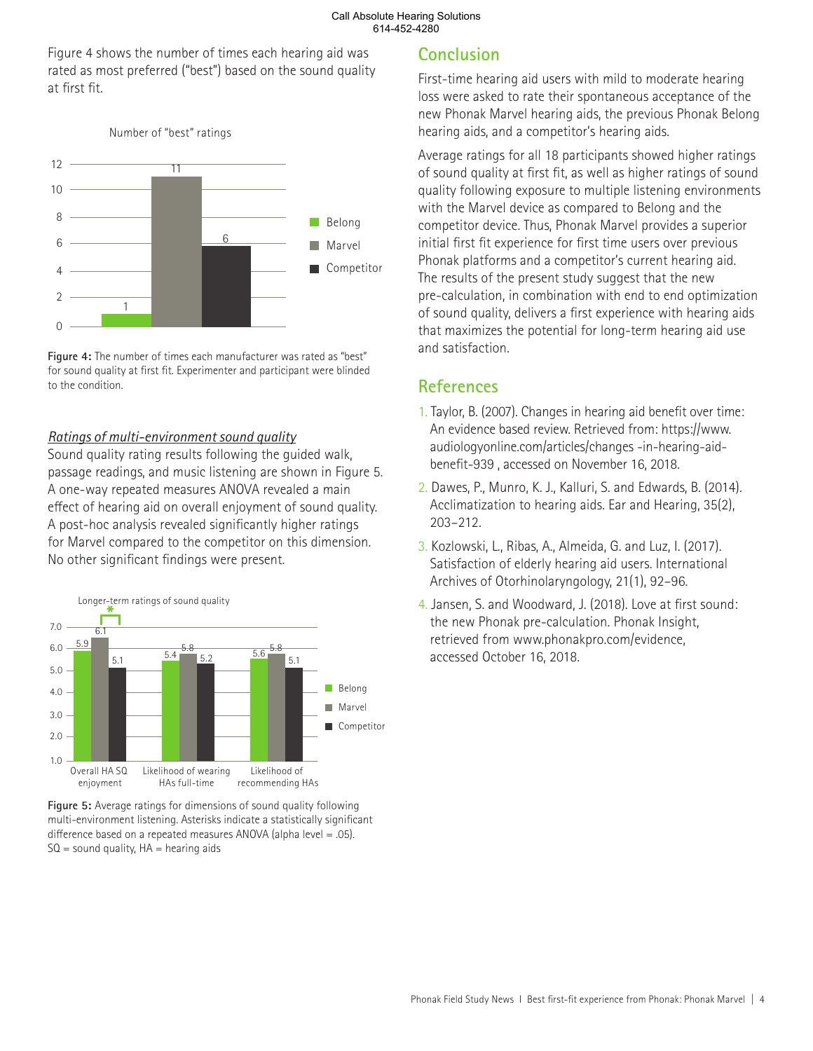Figure 4 shows the number of times each hearing aid was rated as most preferred ("best") based on the sound quality at first fit.

Figure 4: The number of times each manufacturer was rated as "best" for sound quality at first fit. Experimenter and participant were blinded to the condition.

*Ratings of multi-environment sound quality*

Sound quality rating results following the guided walk, passage readings, and music listening are shown in Figure 5. A one-way repeated measures ANOVA revealed a main effect of hearing aid on overall enjoyment of sound quality. A post-hoc analysis revealed significantly higher ratings for Marvel compared to the competitor on this dimension. No other significant findings were present.

Figure 5: Average ratings for dimensions of sound quality following multi-environment listening. Asterisks indicate a statistically significant difference based on a repeated measures ANOVA (alpha level = .05). SQ = sound quality, HA = hearing aids

## Conclusion

First-time hearing aid users with mild to moderate hearing loss were asked to rate their spontaneous acceptance of the new Phonak Marvel hearing aids, the previous Phonak Belong hearing aids, and a competitor's hearing aids.

Average ratings for all 18 participants showed higher ratings of sound quality at first fit, as well as higher ratings of sound quality following exposure to multiple listening environments with the Marvel device as compared to Belong and the competitor device. Thus, Phonak Marvel provides a superior initial first fit experience for first time users over previous Phonak platforms and a competitor's current hearing aid. The results of the present study suggest that the new pre-calculation, in combination with end to end optimization of sound quality, delivers a first experience with hearing aids that maximizes the potential for long-term hearing aid use and satisfaction.

## References

1. Taylor, B. (2007). Changes in hearing aid benefit over time: An evidence based review. Retrieved from: https://www.audiologyonline.com/articles/changes -in-hearing-aid-benefit-939 , accessed on November 16, 2018.
2. Dawes, P., Munro, K. J., Kalluri, S. and Edwards, B. (2014). Acclimatization to hearing aids. Ear and Hearing, 35(2), 203–212.
3. Kozlowski, L., Ribas, A., Almeida, G. and Luz, I. (2017). Satisfaction of elderly hearing aid users. International Archives of Otorhinolaryngology, 21(1), 92–96.
4. Jansen, S. and Woodward, J. (2018). Love at first sound: the new Phonak pre-calculation. Phonak Insight, retrieved from www.phonakpro.com/evidence, accessed October 16, 2018.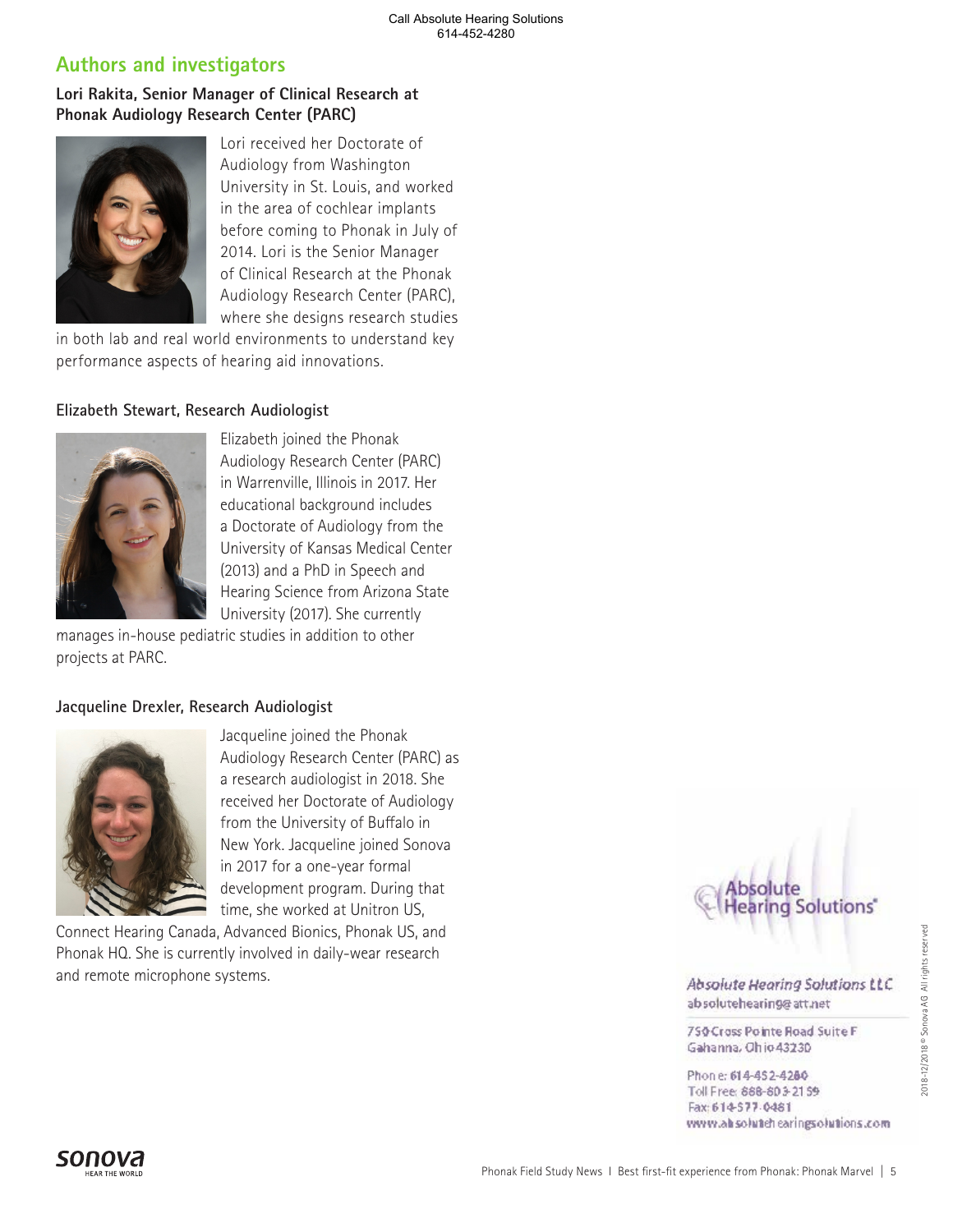Call Absolute Hearing Solutions
614-452-4280

## Authors and investigators

**Lori Rakita, Senior Manager of Clinical Research at Phonak Audiology Research Center (PARC)**

Lori received her Doctorate of Audiology from Washington University in St. Louis, and worked in the area of cochlear implants before coming to Phonak in July of 2014. Lori is the Senior Manager of Clinical Research at the Phonak Audiology Research Center (PARC), where she designs research studies in both lab and real world environments to understand key performance aspects of hearing aid innovations.

**Elizabeth Stewart, Research Audiologist**

Elizabeth joined the Phonak Audiology Research Center (PARC) in Warrenville, Illinois in 2017. Her educational background includes a Doctorate of Audiology from the University of Kansas Medical Center (2013) and a PhD in Speech and Hearing Science from Arizona State University (2017). She currently manages in-house pediatric studies in addition to other projects at PARC.

**Jacqueline Drexler, Research Audiologist**

Jacqueline joined the Phonak Audiology Research Center (PARC) as a research audiologist in 2018. She received her Doctorate of Audiology from the University of Buffalo in New York. Jacqueline joined Sonova in 2017 for a one-year formal development program. During that time, she worked at Unitron US, Connect Hearing Canada, Advanced Bionics, Phonak US, and Phonak HQ. She is currently involved in daily-wear research and remote microphone systems.

Absolute Hearing Solutions

*Absolute Hearing Solutions LLC*
absolutehearing@att.net

750 Cross Pointe Road Suite F
Gahanna, Ohio 43230

Phone: 614-452-4280
Toll Free: 888-803-2159
Fax: 614-577-0481
www.absolutehearingsolutions.com

2018-12/2018 © Sonova AG All rights reserved